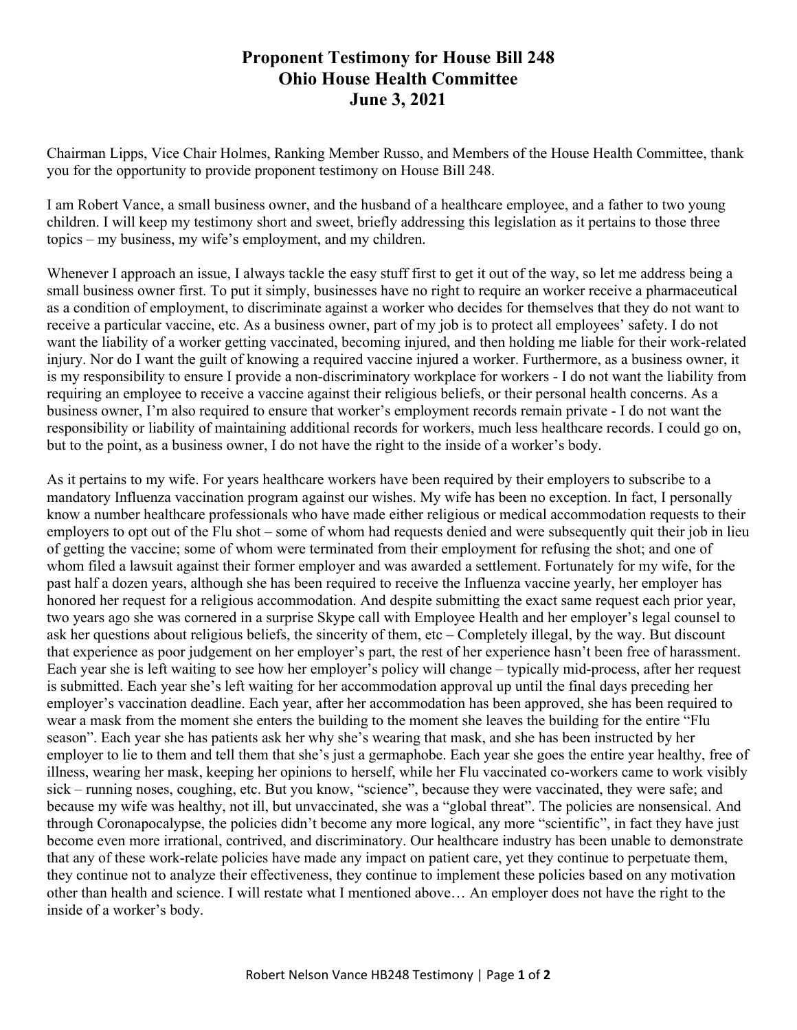# Proponent Testimony for House Bill 248
# Ohio House Health Committee
# June 3, 2021

Chairman Lipps, Vice Chair Holmes, Ranking Member Russo, and Members of the House Health Committee, thank you for the opportunity to provide proponent testimony on House Bill 248.

I am Robert Vance, a small business owner, and the husband of a healthcare employee, and a father to two young children. I will keep my testimony short and sweet, briefly addressing this legislation as it pertains to those three topics – my business, my wife's employment, and my children.

Whenever I approach an issue, I always tackle the easy stuff first to get it out of the way, so let me address being a small business owner first. To put it simply, businesses have no right to require an worker receive a pharmaceutical as a condition of employment, to discriminate against a worker who decides for themselves that they do not want to receive a particular vaccine, etc. As a business owner, part of my job is to protect all employees' safety. I do not want the liability of a worker getting vaccinated, becoming injured, and then holding me liable for their work-related injury. Nor do I want the guilt of knowing a required vaccine injured a worker. Furthermore, as a business owner, it is my responsibility to ensure I provide a non-discriminatory workplace for workers - I do not want the liability from requiring an employee to receive a vaccine against their religious beliefs, or their personal health concerns. As a business owner, I'm also required to ensure that worker's employment records remain private - I do not want the responsibility or liability of maintaining additional records for workers, much less healthcare records. I could go on, but to the point, as a business owner, I do not have the right to the inside of a worker's body.

As it pertains to my wife. For years healthcare workers have been required by their employers to subscribe to a mandatory Influenza vaccination program against our wishes. My wife has been no exception. In fact, I personally know a number healthcare professionals who have made either religious or medical accommodation requests to their employers to opt out of the Flu shot – some of whom had requests denied and were subsequently quit their job in lieu of getting the vaccine; some of whom were terminated from their employment for refusing the shot; and one of whom filed a lawsuit against their former employer and was awarded a settlement. Fortunately for my wife, for the past half a dozen years, although she has been required to receive the Influenza vaccine yearly, her employer has honored her request for a religious accommodation. And despite submitting the exact same request each prior year, two years ago she was cornered in a surprise Skype call with Employee Health and her employer's legal counsel to ask her questions about religious beliefs, the sincerity of them, etc – Completely illegal, by the way. But discount that experience as poor judgement on her employer's part, the rest of her experience hasn't been free of harassment. Each year she is left waiting to see how her employer's policy will change – typically mid-process, after her request is submitted. Each year she's left waiting for her accommodation approval up until the final days preceding her employer's vaccination deadline. Each year, after her accommodation has been approved, she has been required to wear a mask from the moment she enters the building to the moment she leaves the building for the entire "Flu season". Each year she has patients ask her why she's wearing that mask, and she has been instructed by her employer to lie to them and tell them that she's just a germaphobe. Each year she goes the entire year healthy, free of illness, wearing her mask, keeping her opinions to herself, while her Flu vaccinated co-workers came to work visibly sick – running noses, coughing, etc. But you know, "science", because they were vaccinated, they were safe; and because my wife was healthy, not ill, but unvaccinated, she was a "global threat". The policies are nonsensical. And through Coronapocalypse, the policies didn't become any more logical, any more "scientific", in fact they have just become even more irrational, contrived, and discriminatory. Our healthcare industry has been unable to demonstrate that any of these work-relate policies have made any impact on patient care, yet they continue to perpetuate them, they continue not to analyze their effectiveness, they continue to implement these policies based on any motivation other than health and science. I will restate what I mentioned above… An employer does not have the right to the inside of a worker's body.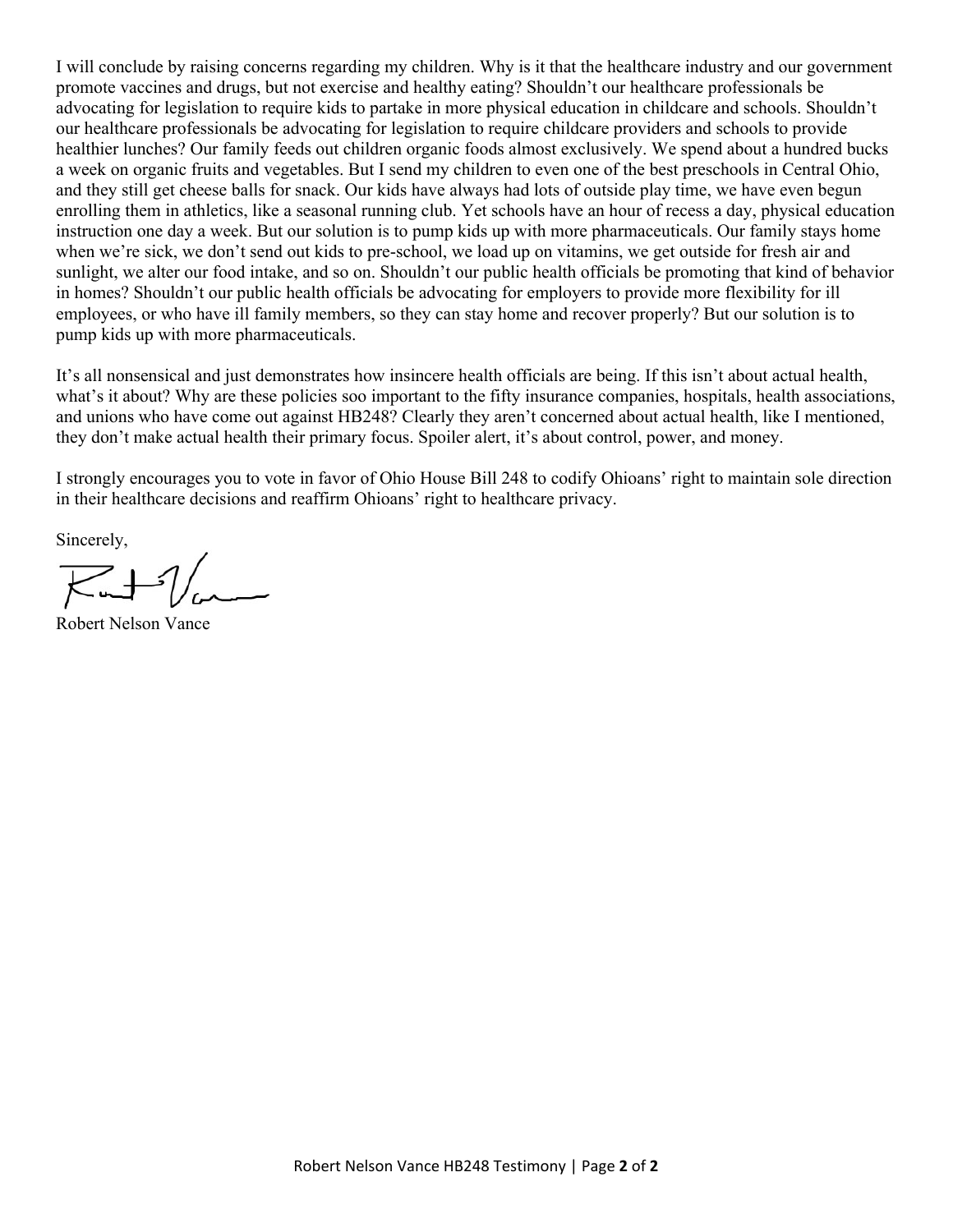I will conclude by raising concerns regarding my children. Why is it that the healthcare industry and our government promote vaccines and drugs, but not exercise and healthy eating? Shouldn't our healthcare professionals be advocating for legislation to require kids to partake in more physical education in childcare and schools. Shouldn't our healthcare professionals be advocating for legislation to require childcare providers and schools to provide healthier lunches? Our family feeds out children organic foods almost exclusively. We spend about a hundred bucks a week on organic fruits and vegetables. But I send my children to even one of the best preschools in Central Ohio, and they still get cheese balls for snack. Our kids have always had lots of outside play time, we have even begun enrolling them in athletics, like a seasonal running club. Yet schools have an hour of recess a day, physical education instruction one day a week. But our solution is to pump kids up with more pharmaceuticals. Our family stays home when we're sick, we don't send out kids to pre-school, we load up on vitamins, we get outside for fresh air and sunlight, we alter our food intake, and so on. Shouldn't our public health officials be promoting that kind of behavior in homes? Shouldn't our public health officials be advocating for employers to provide more flexibility for ill employees, or who have ill family members, so they can stay home and recover properly? But our solution is to pump kids up with more pharmaceuticals.

It's all nonsensical and just demonstrates how insincere health officials are being. If this isn't about actual health, what's it about? Why are these policies soo important to the fifty insurance companies, hospitals, health associations, and unions who have come out against HB248? Clearly they aren't concerned about actual health, like I mentioned, they don't make actual health their primary focus. Spoiler alert, it's about control, power, and money.

I strongly encourages you to vote in favor of Ohio House Bill 248 to codify Ohioans' right to maintain sole direction in their healthcare decisions and reaffirm Ohioans' right to healthcare privacy.

Sincerely,

Robert Nelson Vance